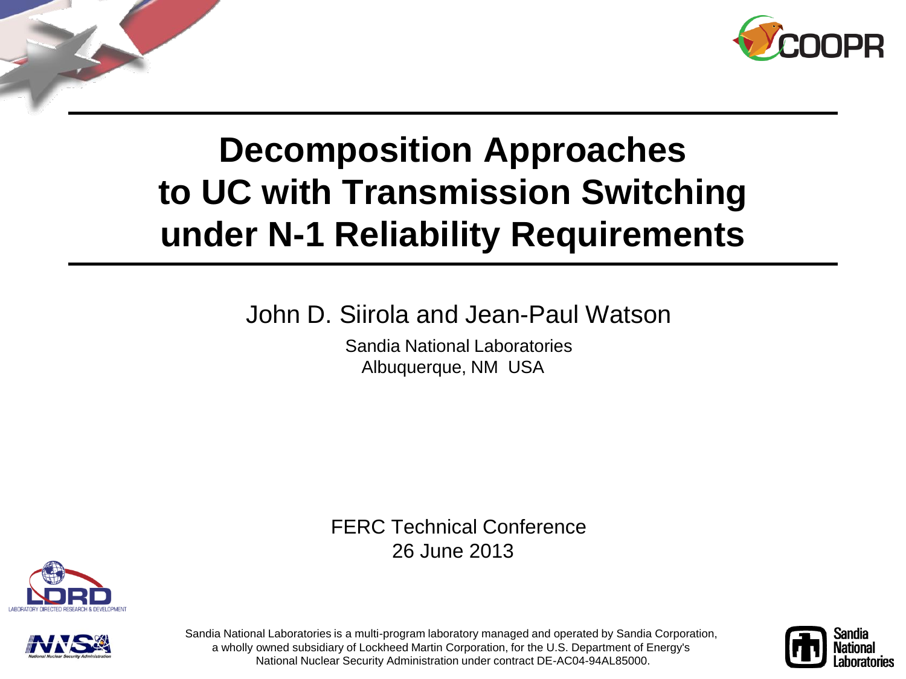# Decomposition Approaches to UC with Transmission Switching under N-1 Reliability Requirements

John D. Siirola and Jean-Paul Watson

Sandia National Laboratories
Albuquerque, NM USA

FERC Technical Conference
26 June 2013

Sandia National Laboratories is a multi-program laboratory managed and operated by Sandia Corporation, a wholly owned subsidiary of Lockheed Martin Corporation, for the U.S. Department of Energy's National Nuclear Security Administration under contract DE-AC04-94AL85000.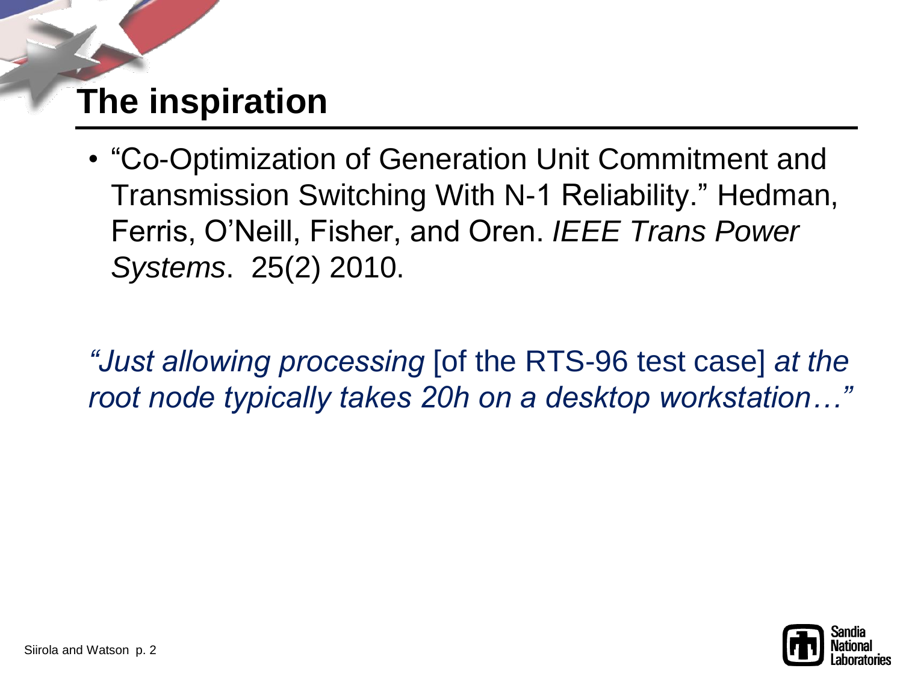# The inspiration

- "Co-Optimization of Generation Unit Commitment and Transmission Switching With N-1 Reliability." Hedman, Ferris, O'Neill, Fisher, and Oren. *IEEE Trans Power Systems*. 25(2) 2010.

*"Just allowing processing* [of the RTS-96 test case] *at the root node typically takes 20h on a desktop workstation…"*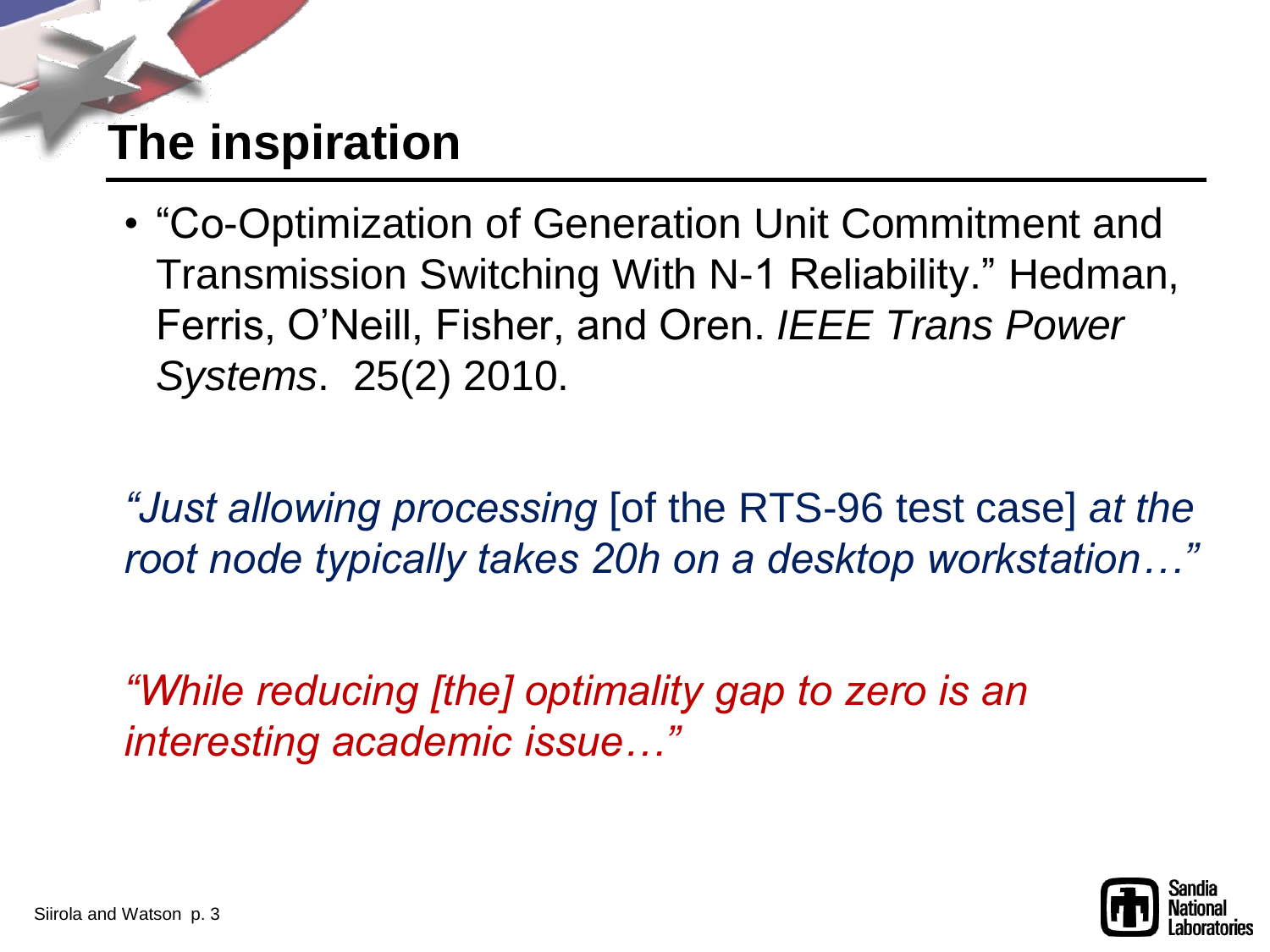# The inspiration

- "Co-Optimization of Generation Unit Commitment and Transmission Switching With N-1 Reliability." Hedman, Ferris, O'Neill, Fisher, and Oren. *IEEE Trans Power Systems*. 25(2) 2010.

*"Just allowing processing* [of the RTS-96 test case] *at the root node typically takes 20h on a desktop workstation…"*

*"While reducing [the] optimality gap to zero is an interesting academic issue…"*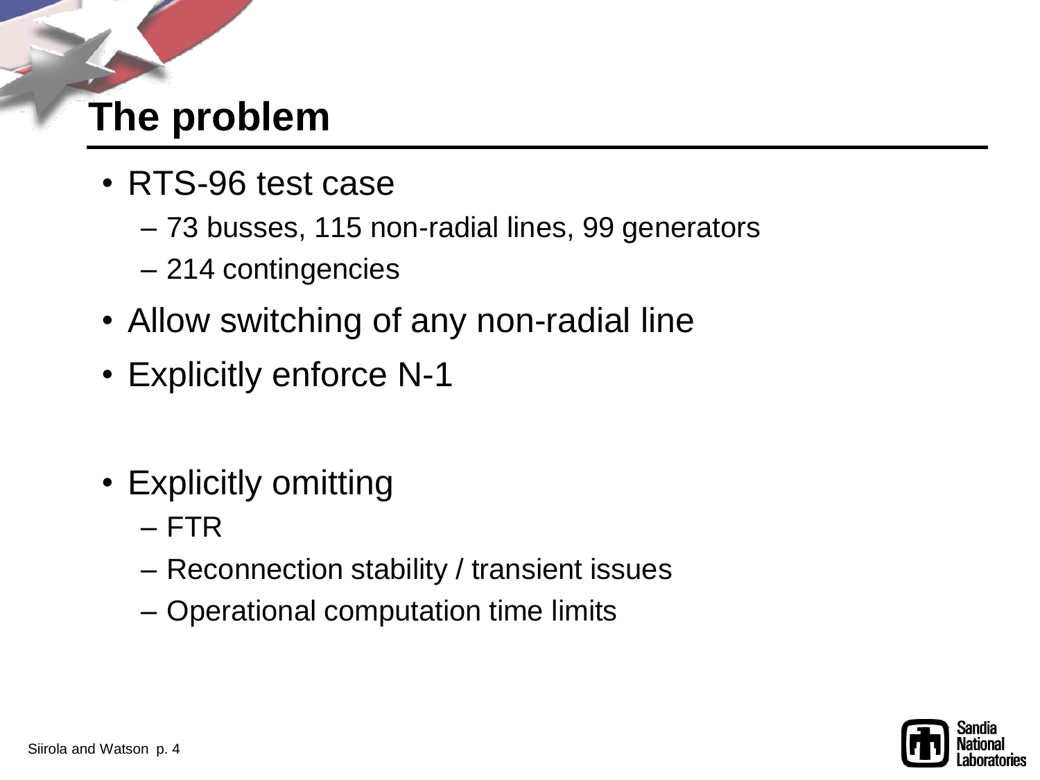# The problem

- RTS-96 test case
  - 73 busses, 115 non-radial lines, 99 generators
  - 214 contingencies
- Allow switching of any non-radial line
- Explicitly enforce N-1
- Explicitly omitting
  - FTR
  - Reconnection stability / transient issues
  - Operational computation time limits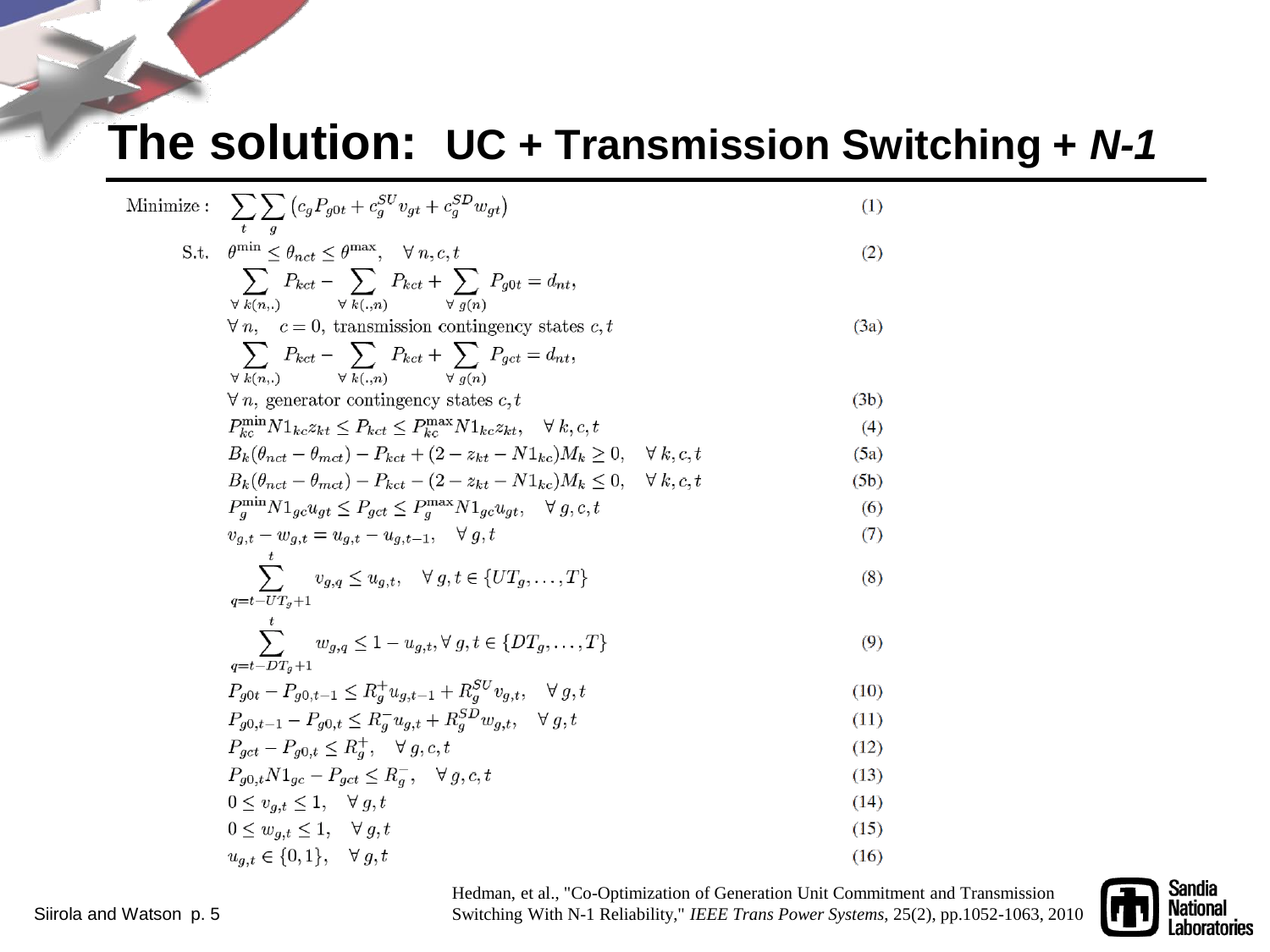# The solution: UC + Transmission Switching + *N-1*

$$\text{Minimize:} \quad \sum_t \sum_g \left( c_g P_{g0t} + c_g^{SU} v_{gt} + c_g^{SD} w_{gt} \right) \tag{1}$$

$$\text{S.t.} \quad \theta^{\min} \le \theta_{nct} \le \theta^{\max}, \quad \forall n, c, t \tag{2}$$

$$\sum_{\forall k(n,.)} P_{kct} - \sum_{\forall k(.,n)} P_{kct} + \sum_{\forall g(n)} P_{g0t} = d_{nt},$$
$$\forall n, \quad c = 0, \text{ transmission contingency states } c, t \tag{3a}$$

$$\sum_{\forall k(n,.)} P_{kct} - \sum_{\forall k(.,n)} P_{kct} + \sum_{\forall g(n)} P_{gct} = d_{nt},$$
$$\forall n, \text{ generator contingency states } c, t \tag{3b}$$

$$P_{kc}^{\min} N1_{kc} z_{kt} \le P_{kct} \le P_{kc}^{\max} N1_{kc} z_{kt}, \quad \forall k, c, t \tag{4}$$

$$B_k(\theta_{nct} - \theta_{mct}) - P_{kct} + (2 - z_{kt} - N1_{kc}) M_k \ge 0, \quad \forall k, c, t \tag{5a}$$

$$B_k(\theta_{nct} - \theta_{mct}) - P_{kct} - (2 - z_{kt} - N1_{kc}) M_k \le 0, \quad \forall k, c, t \tag{5b}$$

$$P_g^{\min} N1_{gc} u_{gt} \le P_{gct} \le P_g^{\max} N1_{gc} u_{gt}, \quad \forall g, c, t \tag{6}$$

$$v_{g,t} - w_{g,t} = u_{g,t} - u_{g,t-1}, \quad \forall g, t \tag{7}$$

$$\sum_{q = t - UT_g + 1}^{t} v_{g,q} \le u_{g,t}, \quad \forall g, t \in \{UT_g, \ldots, T\} \tag{8}$$

$$\sum_{q = t - DT_g + 1}^{t} w_{g,q} \le 1 - u_{g,t}, \forall g, t \in \{DT_g, \ldots, T\} \tag{9}$$

$$P_{g0t} - P_{g0,t-1} \le R_g^{+} u_{g,t-1} + R_g^{SU} v_{g,t}, \quad \forall g, t \tag{10}$$

$$P_{g0,t-1} - P_{g0,t} \le R_g^{-} u_{g,t} + R_g^{SD} w_{g,t}, \quad \forall g, t \tag{11}$$

$$P_{gct} - P_{g0,t} \le R_g^{+}, \quad \forall g, c, t \tag{12}$$

$$P_{g0,t} N1_{gc} - P_{gct} \le R_g^{-}, \quad \forall g, c, t \tag{13}$$

$$0 \le v_{g,t} \le 1, \quad \forall g, t \tag{14}$$

$$0 \le w_{g,t} \le 1, \quad \forall g, t \tag{15}$$

$$u_{g,t} \in \{0, 1\}, \quad \forall g, t \tag{16}$$

Hedman, et al., "Co-Optimization of Generation Unit Commitment and Transmission Switching With N-1 Reliability," *IEEE Trans Power Systems*, 25(2), pp.1052-1063, 2010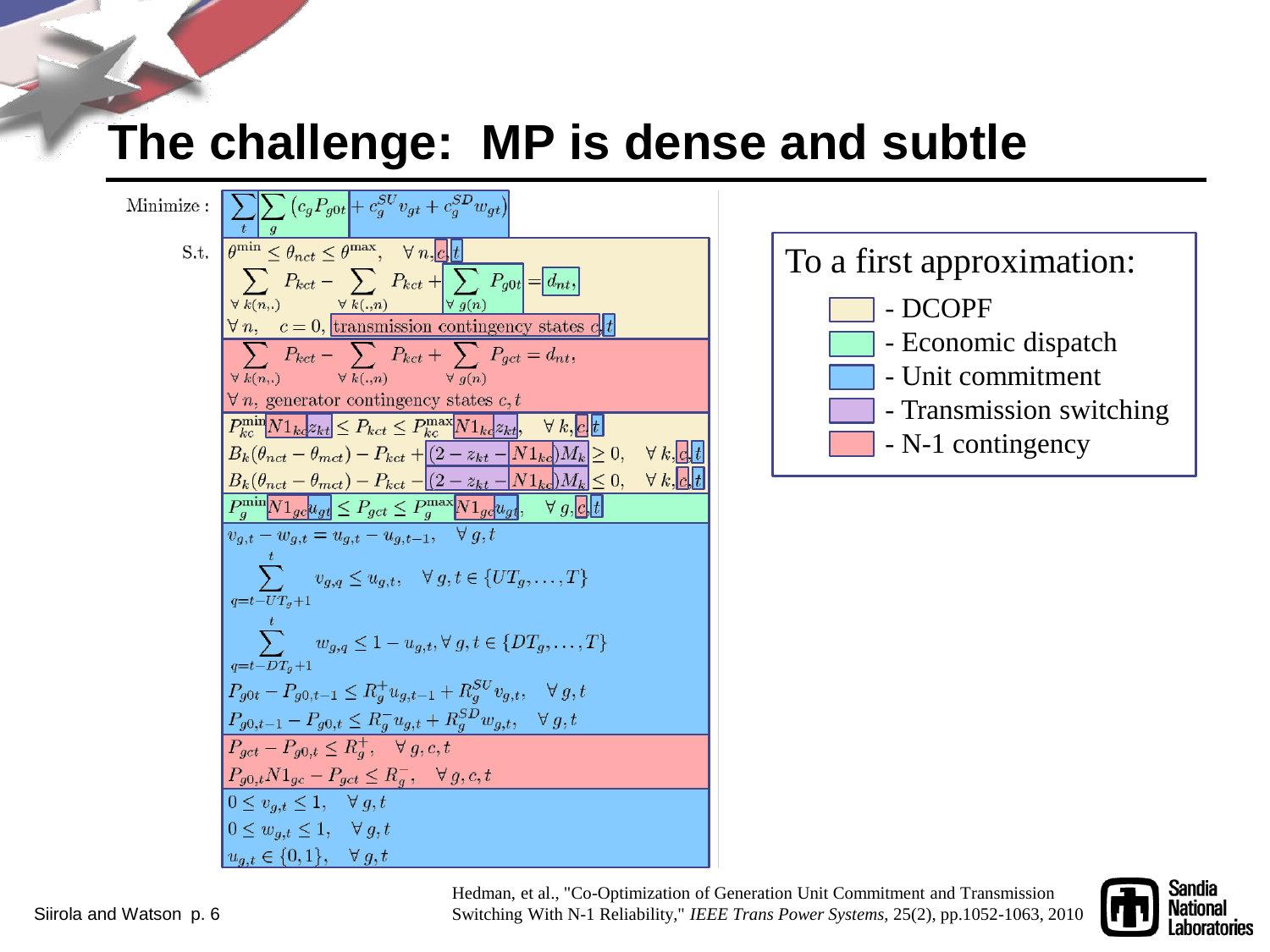# The challenge: MP is dense and subtle

Minimize:
$$\sum_{t}\sum_{g}\left(c_g P_{g0t} + c_g^{SU} v_{gt} + c_g^{SD} w_{gt}\right)$$

S.t.
$$\theta^{\min} \le \theta_{nct} \le \theta^{\max}, \quad \forall\, n, c, t$$

$$\sum_{\forall\, k(n,.)} P_{kct} - \sum_{\forall\, k(.,n)} P_{kct} + \sum_{\forall\, g(n)} P_{g0t} = d_{nt},$$

$\forall\, n, \quad c = 0,$ transmission contingency states $c, t$

$$\sum_{\forall\, k(n,.)} P_{kct} - \sum_{\forall\, k(.,n)} P_{kct} + \sum_{\forall\, g(n)} P_{gct} = d_{nt},$$

$\forall\, n,$ generator contingency states $c, t$

$$P_{kc}^{\min} N1_{kc} z_{kt} \le P_{kct} \le P_{kc}^{\max} N1_{kc} z_{kt}, \quad \forall\, k, c, t$$

$$B_k(\theta_{nct} - \theta_{mct}) - P_{kct} + (2 - z_{kt} - N1_{kc}) M_k \ge 0, \quad \forall\, k, c, t$$

$$B_k(\theta_{nct} - \theta_{mct}) - P_{kct} - (2 - z_{kt} - N1_{kc}) M_k \le 0, \quad \forall\, k, c, t$$

$$P_g^{\min} N1_{gc} u_{gt} \le P_{gct} \le P_g^{\max} N1_{gc} u_{gt}, \quad \forall\, g, c, t$$

$$v_{g,t} - w_{g,t} = u_{g,t} - u_{g,t-1}, \quad \forall\, g, t$$

$$\sum_{q=t-UT_g+1}^{t} v_{g,q} \le u_{g,t}, \quad \forall\, g, t \in \{UT_g, \ldots, T\}$$

$$\sum_{q=t-DT_g+1}^{t} w_{g,q} \le 1 - u_{g,t}, \forall\, g, t \in \{DT_g, \ldots, T\}$$

$$P_{g0t} - P_{g0,t-1} \le R_g^{+} u_{g,t-1} + R_g^{SU} v_{g,t}, \quad \forall\, g, t$$

$$P_{g0,t-1} - P_{g0,t} \le R_g^{-} u_{g,t} + R_g^{SD} w_{g,t}, \quad \forall\, g, t$$

$$P_{gct} - P_{g0,t} \le R_g^{+}, \quad \forall\, g, c, t$$

$$P_{g0,t} N1_{gc} - P_{gct} \le R_g^{-}, \quad \forall\, g, c, t$$

$$0 \le v_{g,t} \le 1, \quad \forall\, g, t$$

$$0 \le w_{g,t} \le 1, \quad \forall\, g, t$$

$$u_{g,t} \in \{0, 1\}, \quad \forall\, g, t$$

To a first approximation:

- DCOPF
- Economic dispatch
- Unit commitment
- Transmission switching
- N-1 contingency

Hedman, et al., "Co-Optimization of Generation Unit Commitment and Transmission Switching With N-1 Reliability," *IEEE Trans Power Systems*, 25(2), pp.1052-1063, 2010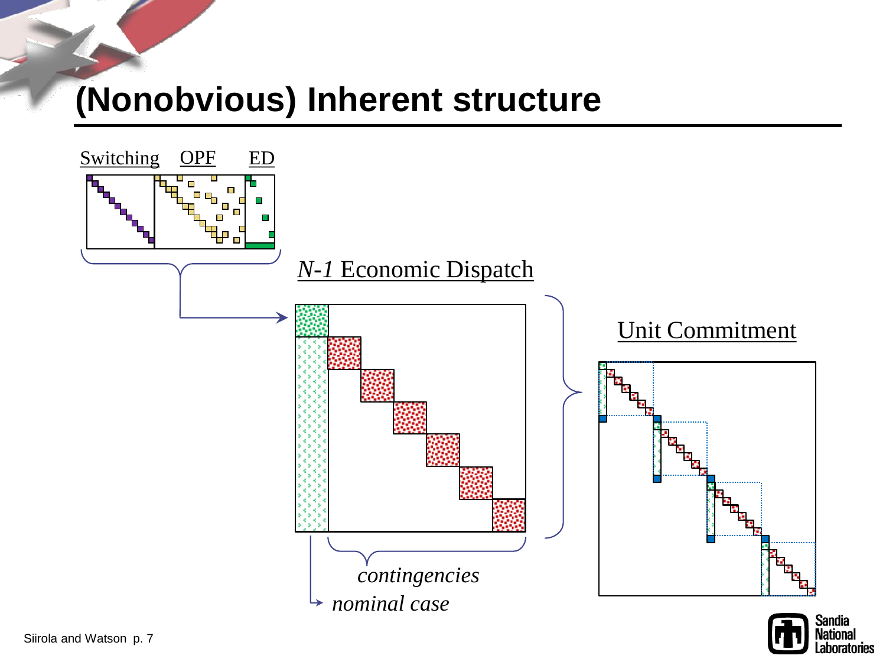# (Nonobvious) Inherent structure

Switching OPF ED

*N-1* Economic Dispatch

Unit Commitment

*contingencies*

*nominal case*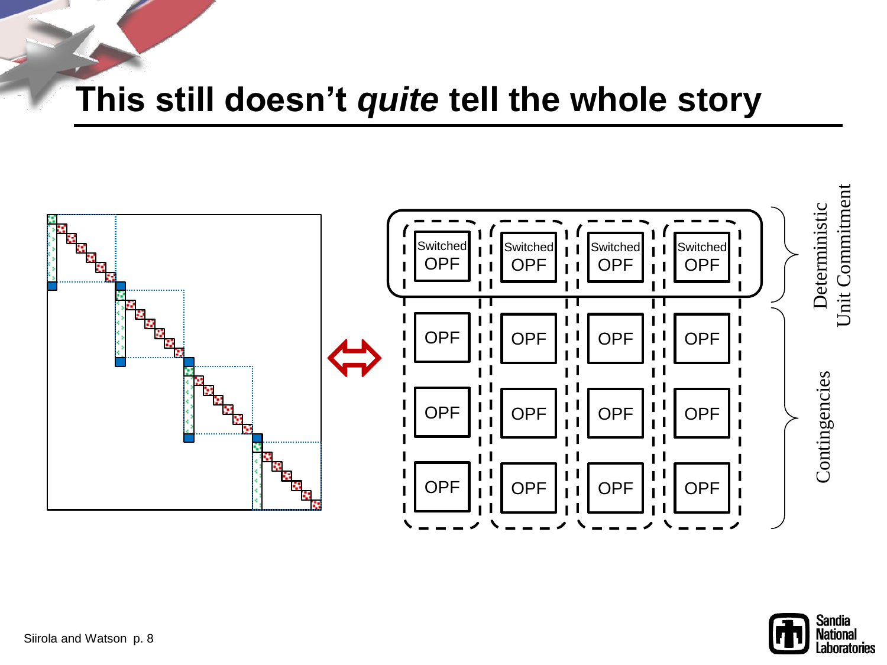# This still doesn't *quite* tell the whole story

| Switched OPF | Switched OPF | Switched OPF | Switched OPF |
| --- | --- | --- | --- |
| OPF | OPF | OPF | OPF |
| OPF | OPF | OPF | OPF |
| OPF | OPF | OPF | OPF |

Deterministic Unit Commitment

Contingencies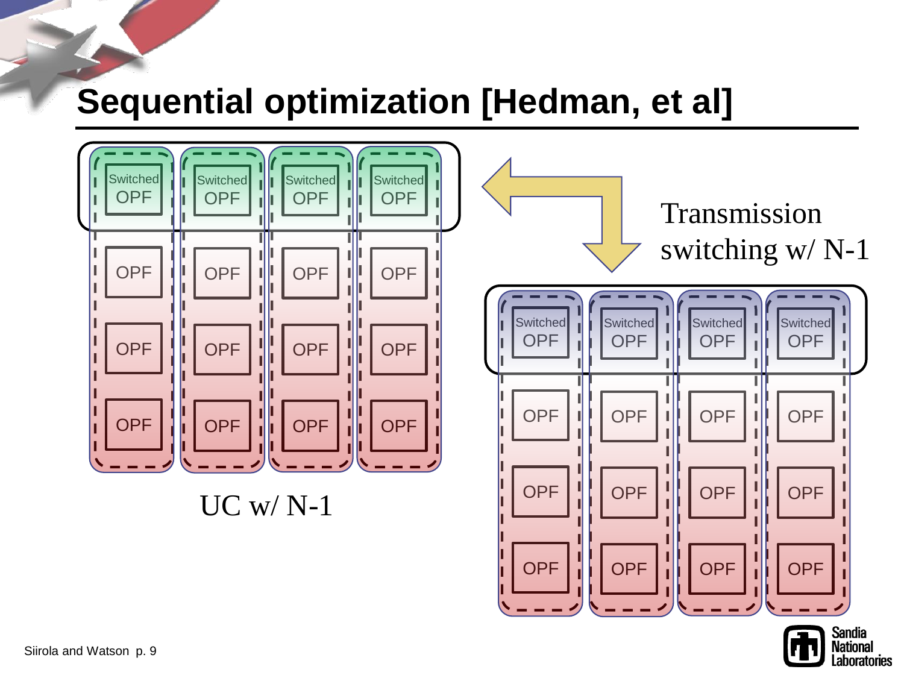# Sequential optimization [Hedman, et al]

| Switched OPF | Switched OPF | Switched OPF | Switched OPF |
| --- | --- | --- | --- |
| OPF | OPF | OPF | OPF |
| OPF | OPF | OPF | OPF |
| OPF | OPF | OPF | OPF |

UC w/ N-1

Transmission switching w/ N-1

| Switched OPF | Switched OPF | Switched OPF | Switched OPF |
| --- | --- | --- | --- |
| OPF | OPF | OPF | OPF |
| OPF | OPF | OPF | OPF |
| OPF | OPF | OPF | OPF |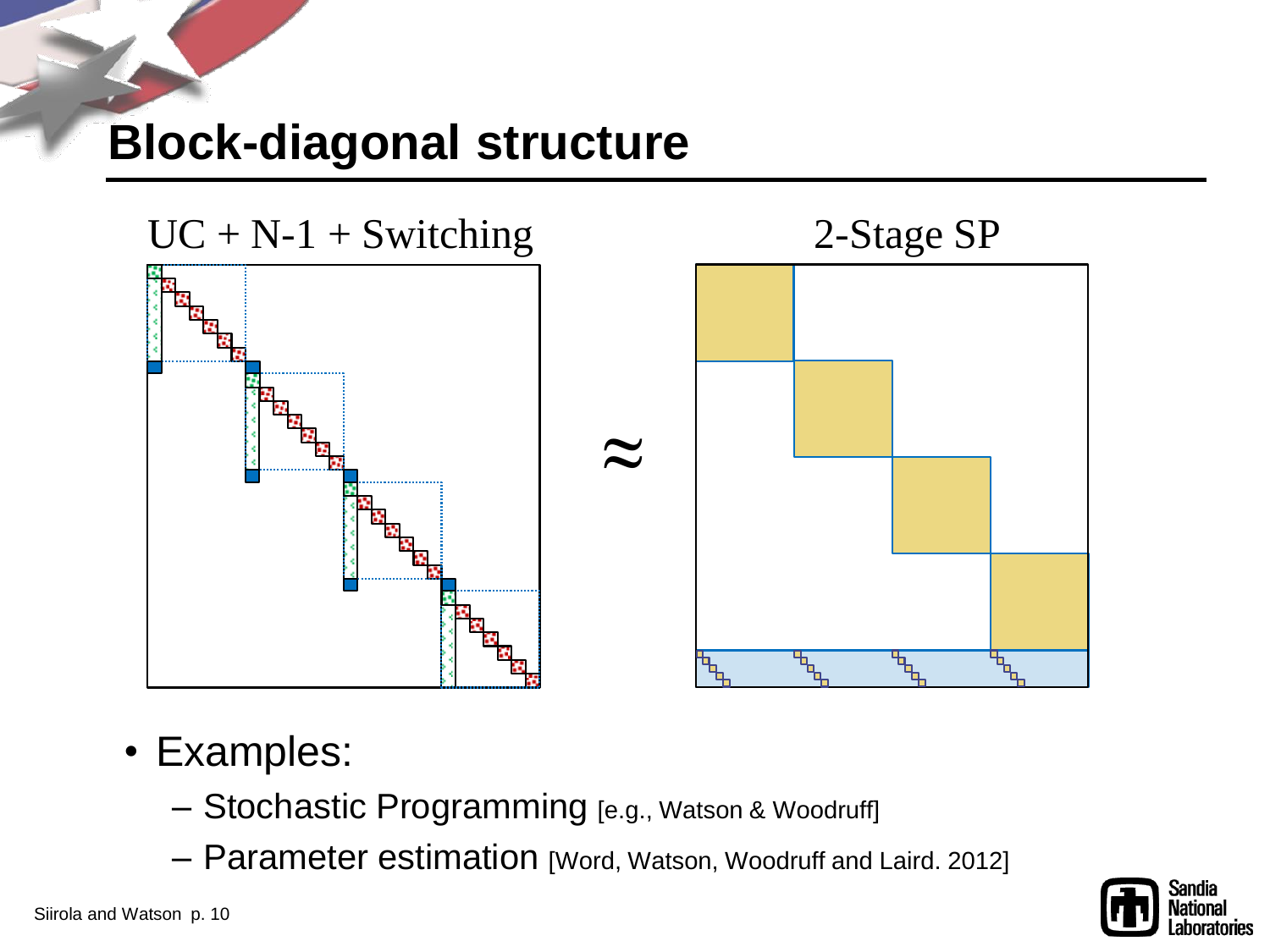# Block-diagonal structure

UC + N-1 + Switching ≈ 2-Stage SP

- Examples:
  - Stochastic Programming [e.g., Watson & Woodruff]
  - Parameter estimation [Word, Watson, Woodruff and Laird. 2012]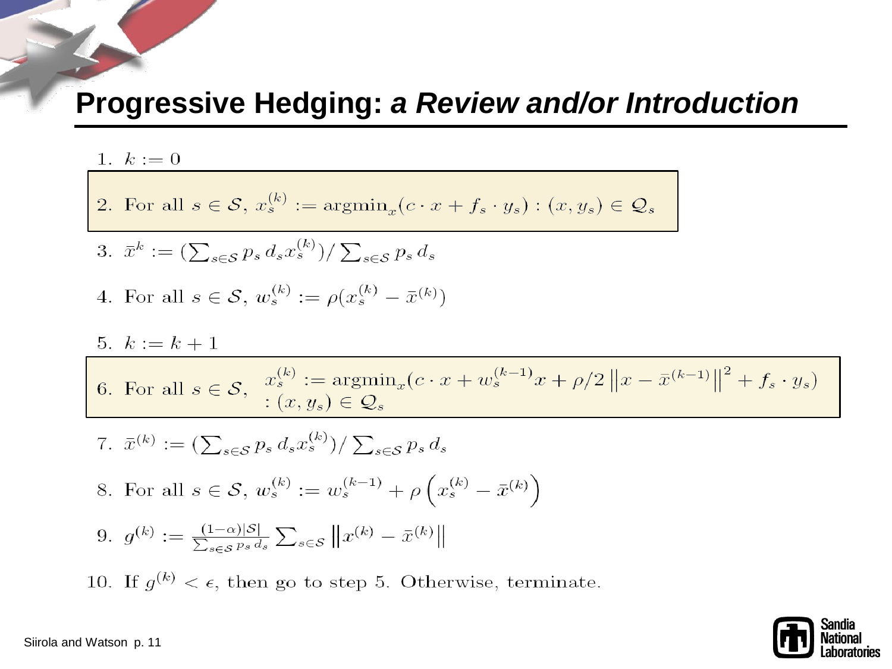# Progressive Hedging: *a Review and/or Introduction*

1. $k := 0$

2. For all $s \in \mathcal{S}$, $x_s^{(k)} := \text{argmin}_x (c \cdot x + f_s \cdot y_s) : (x, y_s) \in \mathcal{Q}_s$

3. $\bar{x}^k := (\sum_{s \in \mathcal{S}} p_s \, d_s x_s^{(k)}) / \sum_{s \in \mathcal{S}} p_s \, d_s$

4. For all $s \in \mathcal{S}$, $w_s^{(k)} := \rho(x_s^{(k)} - \bar{x}^{(k)})$

5. $k := k + 1$

6. For all $s \in \mathcal{S}$, $x_s^{(k)} := \text{argmin}_x (c \cdot x + w_s^{(k-1)} x + \rho/2 \left\| x - \bar{x}^{(k-1)} \right\|^2 + f_s \cdot y_s)$ $: (x, y_s) \in \mathcal{Q}_s$

7. $\bar{x}^{(k)} := (\sum_{s \in \mathcal{S}} p_s \, d_s x_s^{(k)}) / \sum_{s \in \mathcal{S}} p_s \, d_s$

8. For all $s \in \mathcal{S}$, $w_s^{(k)} := w_s^{(k-1)} + \rho \left( x_s^{(k)} - \bar{x}^{(k)} \right)$

9. $g^{(k)} := \frac{(1-\alpha)|\mathcal{S}|}{\sum_{s \in \mathcal{S}} p_s \, d_s} \sum_{s \in \mathcal{S}} \left\| x^{(k)} - \bar{x}^{(k)} \right\|$

10. If $g^{(k)} < \epsilon$, then go to step 5. Otherwise, terminate.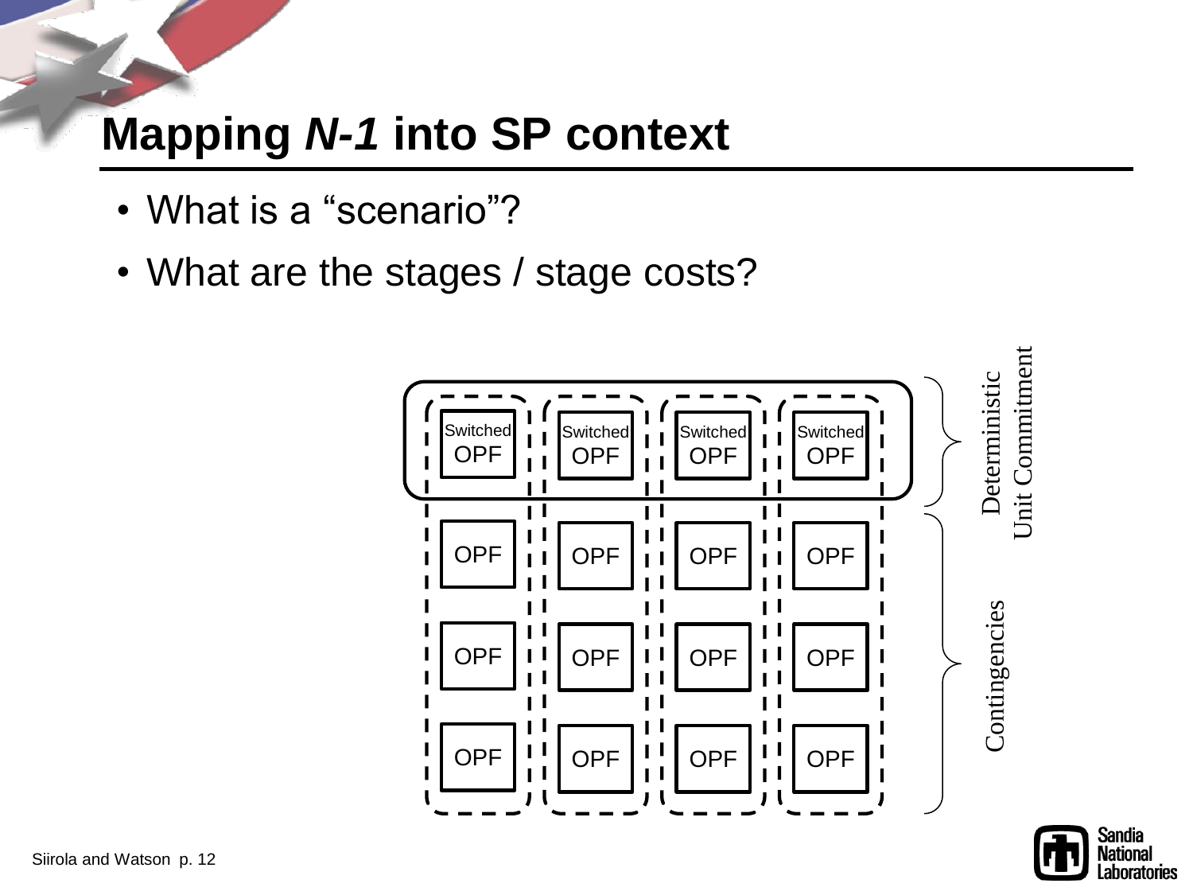# Mapping *N-1* into SP context

- What is a “scenario”?
- What are the stages / stage costs?

| | | | | |
|---|---|---|---|---|
| Switched OPF | Switched OPF | Switched OPF | Switched OPF | Deterministic Unit Commitment |
| OPF | OPF | OPF | OPF | Contingencies |
| OPF | OPF | OPF | OPF | |
| OPF | OPF | OPF | OPF | |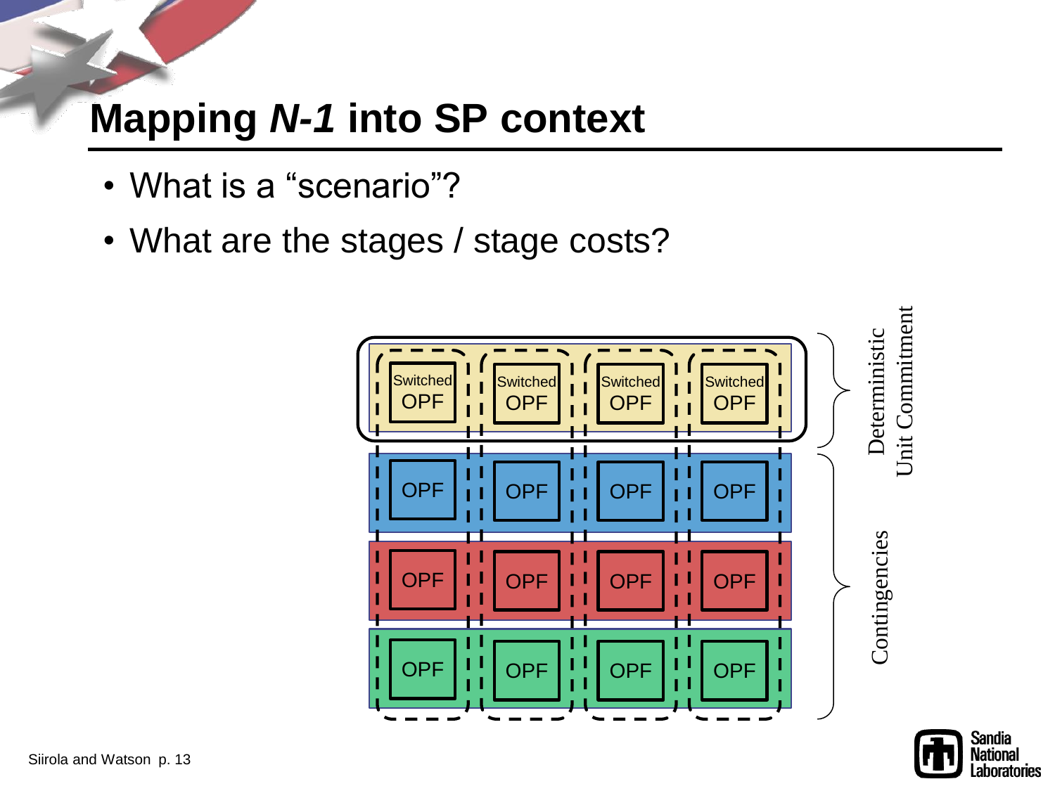# Mapping *N-1* into SP context

- What is a "scenario"?
- What are the stages / stage costs?

| | | | | |
|---|---|---|---|---|
| Switched OPF | Switched OPF | Switched OPF | Switched OPF | Deterministic Unit Commitment |
| OPF | OPF | OPF | OPF | Contingencies |
| OPF | OPF | OPF | OPF | |
| OPF | OPF | OPF | OPF | |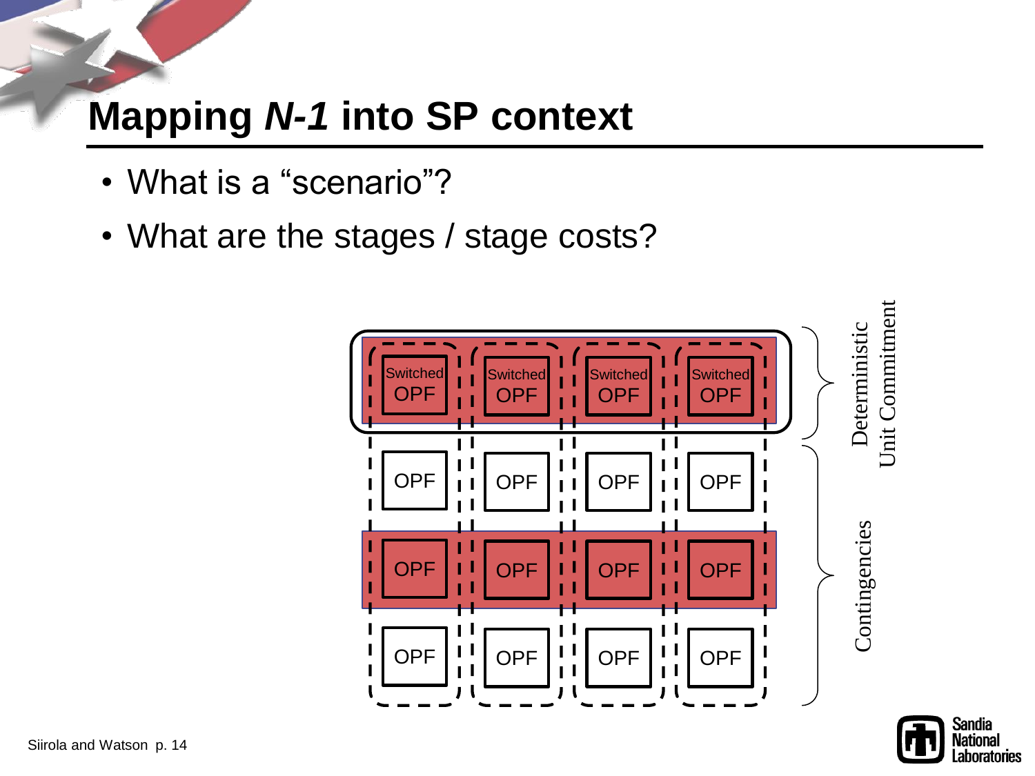# Mapping *N-1* into SP context

- What is a "scenario"?
- What are the stages / stage costs?

| Switched OPF | Switched OPF | Switched OPF | Switched OPF |
|---|---|---|---|
| OPF | OPF | OPF | OPF |
| OPF | OPF | OPF | OPF |
| OPF | OPF | OPF | OPF |

Deterministic Unit Commitment

Contingencies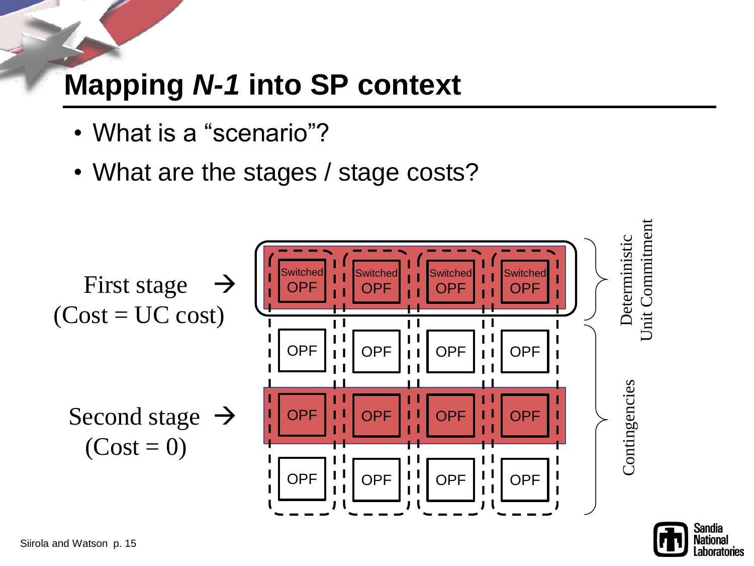# Mapping *N-1* into SP context

- What is a "scenario"?
- What are the stages / stage costs?

First stage → (Cost = UC cost)

Second stage → (Cost = 0)

| Switched OPF | Switched OPF | Switched OPF | Switched OPF |
|---|---|---|---|
| OPF | OPF | OPF | OPF |
| OPF | OPF | OPF | OPF |
| OPF | OPF | OPF | OPF |

Deterministic Unit Commitment

Contingencies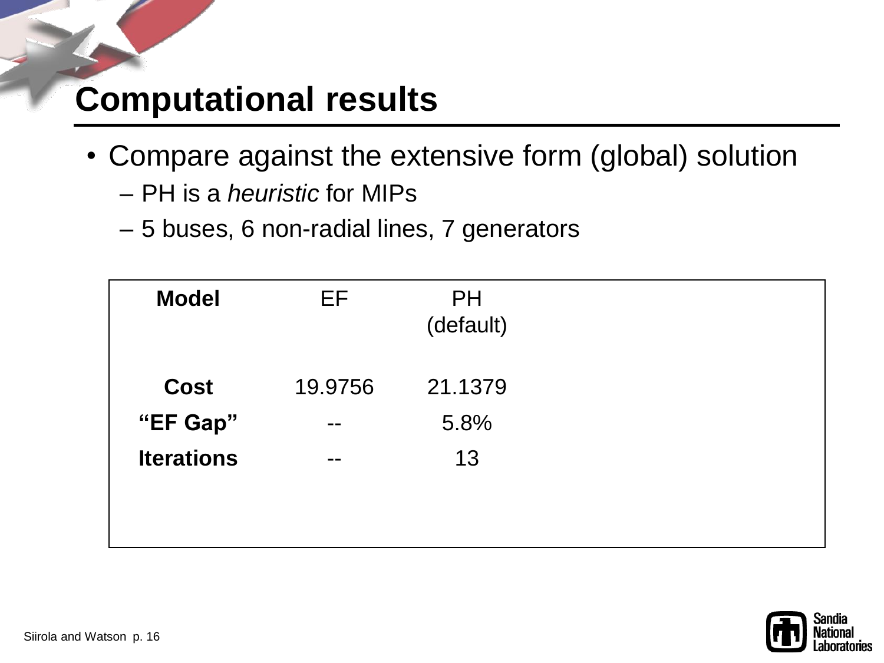# Computational results

- Compare against the extensive form (global) solution
  - PH is a *heuristic* for MIPs
  - 5 buses, 6 non-radial lines, 7 generators

| **Model** | EF | PH (default) |
|---|---|---|
| **Cost** | 19.9756 | 21.1379 |
| **“EF Gap”** | -- | 5.8% |
| **Iterations** | -- | 13 |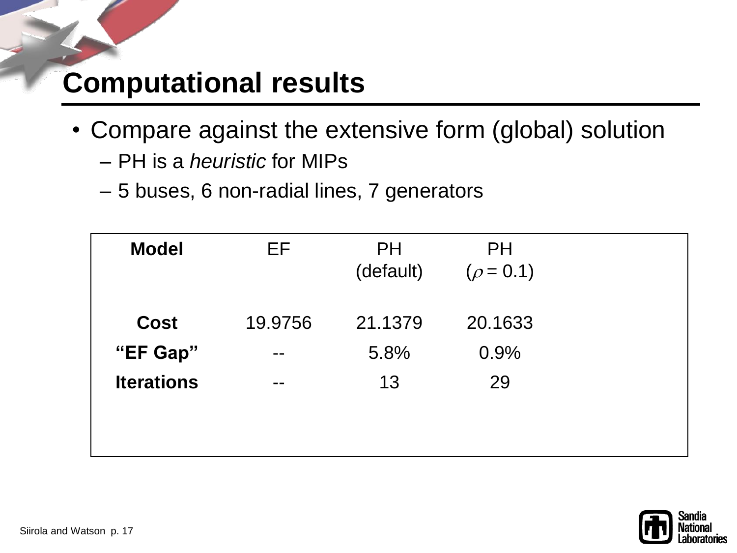# Computational results

- Compare against the extensive form (global) solution
  - PH is a *heuristic* for MIPs
  - 5 buses, 6 non-radial lines, 7 generators

| **Model** | EF | PH (default) | PH ($\rho = 0.1$) |
|---|---|---|---|
| **Cost** | 19.9756 | 21.1379 | 20.1633 |
| **"EF Gap"** | -- | 5.8% | 0.9% |
| **Iterations** | -- | 13 | 29 |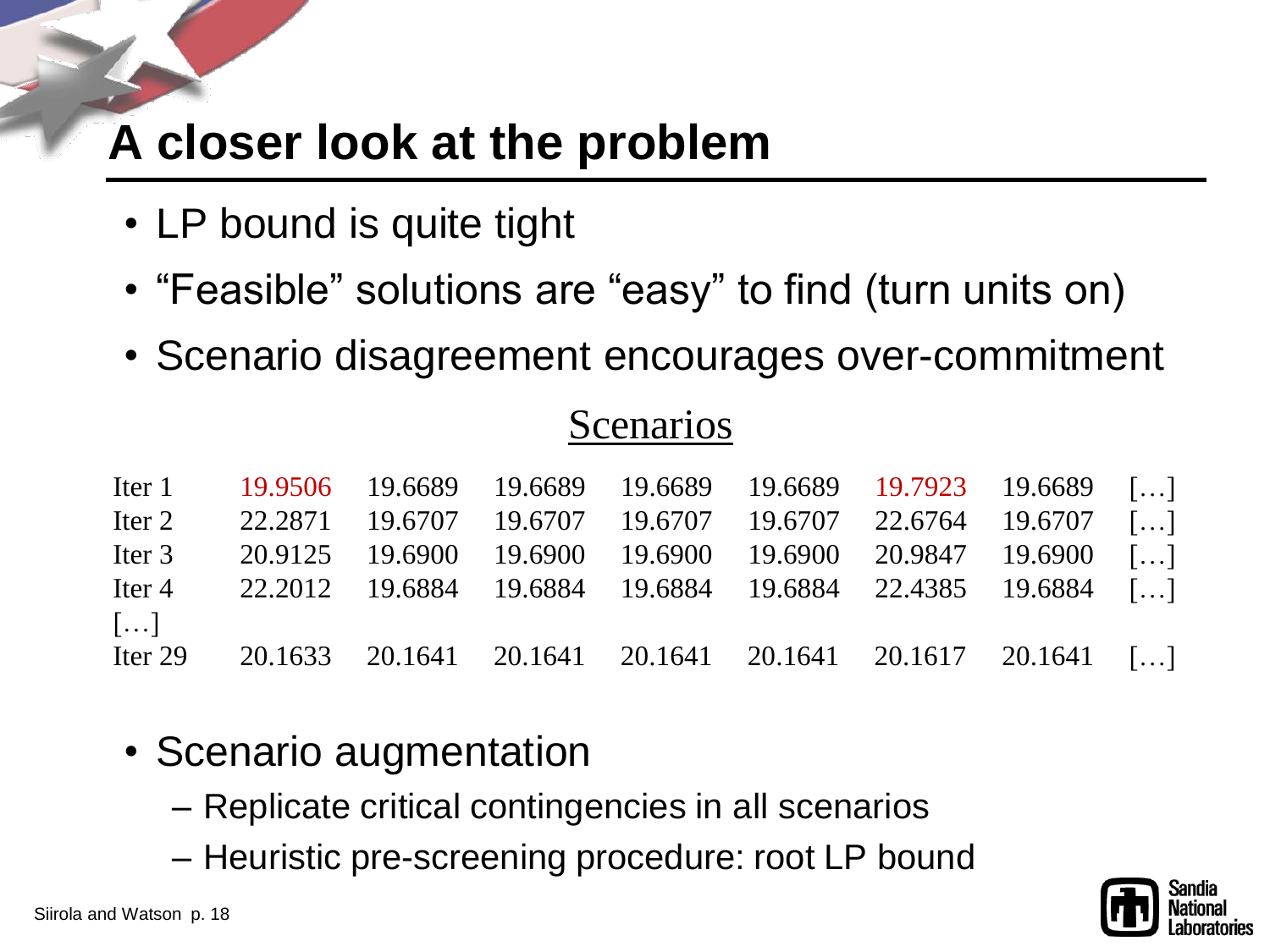# A closer look at the problem

- LP bound is quite tight
- "Feasible" solutions are "easy" to find (turn units on)
- Scenario disagreement encourages over-commitment

| | Scenarios | | | | | | | |
|---|---|---|---|---|---|---|---|---|
| Iter 1 | 19.9506 | 19.6689 | 19.6689 | 19.6689 | 19.6689 | 19.7923 | 19.6689 | […] |
| Iter 2 | 22.2871 | 19.6707 | 19.6707 | 19.6707 | 19.6707 | 22.6764 | 19.6707 | […] |
| Iter 3 | 20.9125 | 19.6900 | 19.6900 | 19.6900 | 19.6900 | 20.9847 | 19.6900 | […] |
| Iter 4 | 22.2012 | 19.6884 | 19.6884 | 19.6884 | 19.6884 | 22.4385 | 19.6884 | […] |
| […] | | | | | | | | |
| Iter 29 | 20.1633 | 20.1641 | 20.1641 | 20.1641 | 20.1641 | 20.1617 | 20.1641 | […] |

- Scenario augmentation
  - Replicate critical contingencies in all scenarios
  - Heuristic pre-screening procedure: root LP bound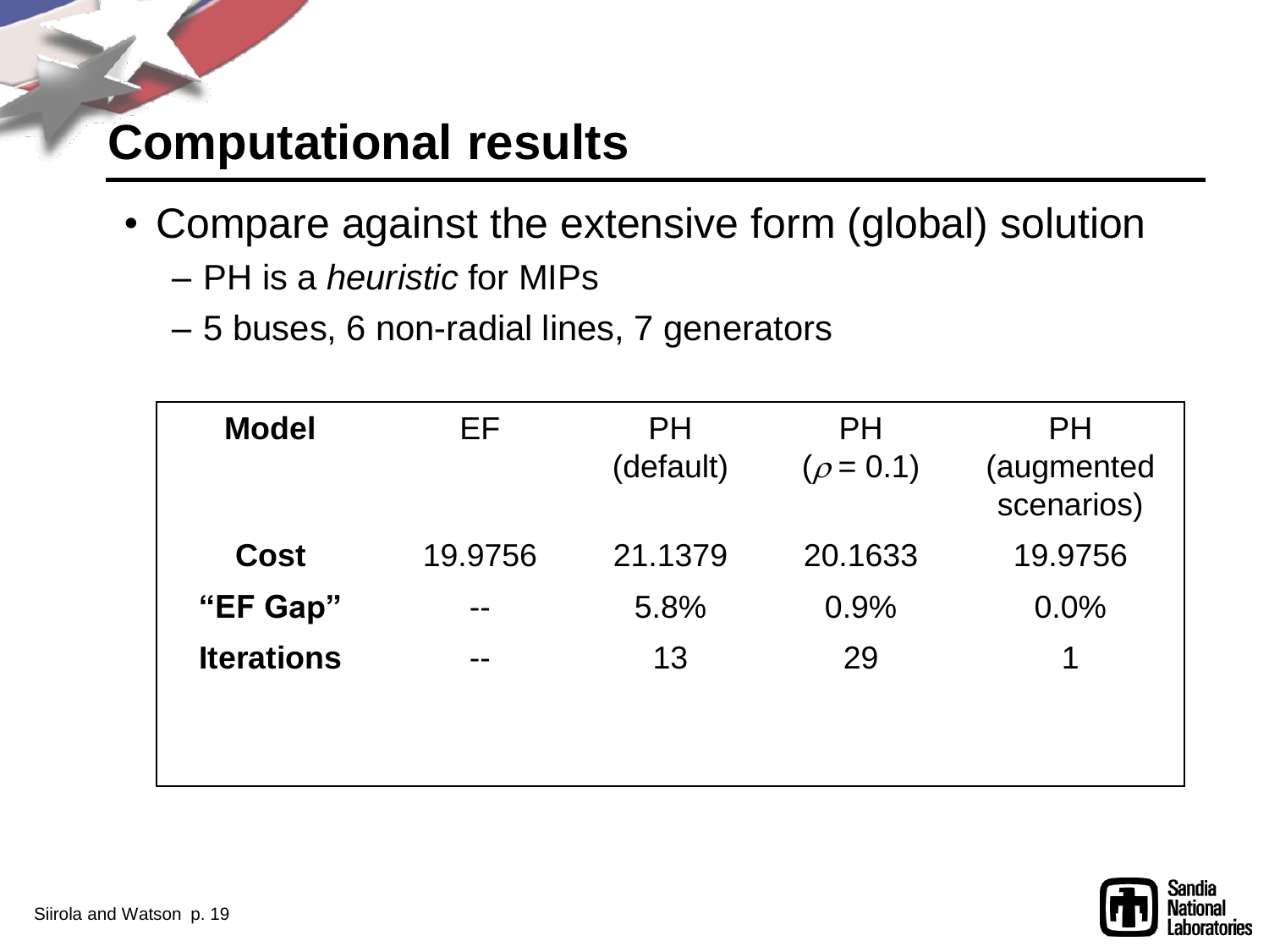# Computational results

- Compare against the extensive form (global) solution
  - PH is a *heuristic* for MIPs
  - 5 buses, 6 non-radial lines, 7 generators

| **Model** | EF | PH (default) | PH ($\rho$ = 0.1) | PH (augmented scenarios) |
|---|---|---|---|---|
| **Cost** | 19.9756 | 21.1379 | 20.1633 | 19.9756 |
| **"EF Gap"** | -- | 5.8% | 0.9% | 0.0% |
| **Iterations** | -- | 13 | 29 | 1 |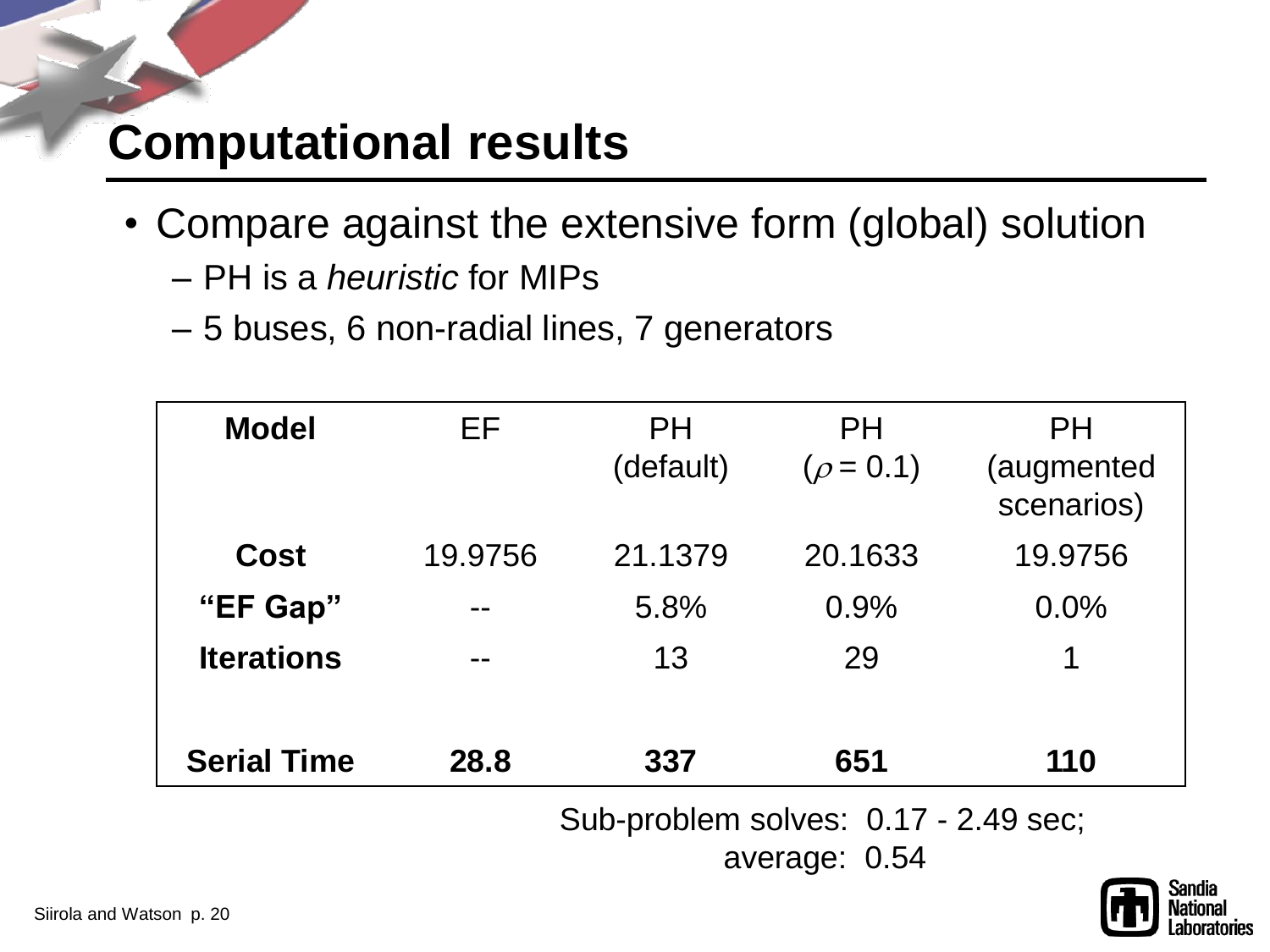# Computational results

- Compare against the extensive form (global) solution
  - PH is a *heuristic* for MIPs
  - 5 buses, 6 non-radial lines, 7 generators

| **Model** | EF | PH (default) | PH ($\rho$ = 0.1) | PH (augmented scenarios) |
|---|---|---|---|---|
| **Cost** | 19.9756 | 21.1379 | 20.1633 | 19.9756 |
| **"EF Gap"** | -- | 5.8% | 0.9% | 0.0% |
| **Iterations** | -- | 13 | 29 | 1 |
| **Serial Time** | **28.8** | **337** | **651** | **110** |

Sub-problem solves: 0.17 - 2.49 sec; average: 0.54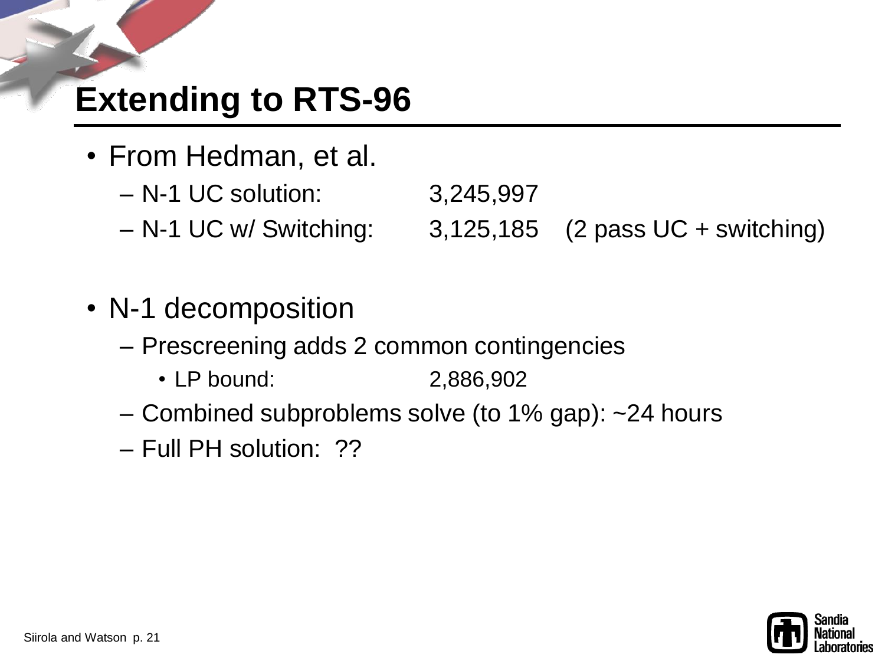# Extending to RTS-96

- From Hedman, et al.
  - N-1 UC solution: 3,245,997
  - N-1 UC w/ Switching: 3,125,185 (2 pass UC + switching)

- N-1 decomposition
  - Prescreening adds 2 common contingencies
    - LP bound: 2,886,902
  - Combined subproblems solve (to 1% gap): ~24 hours
  - Full PH solution: ??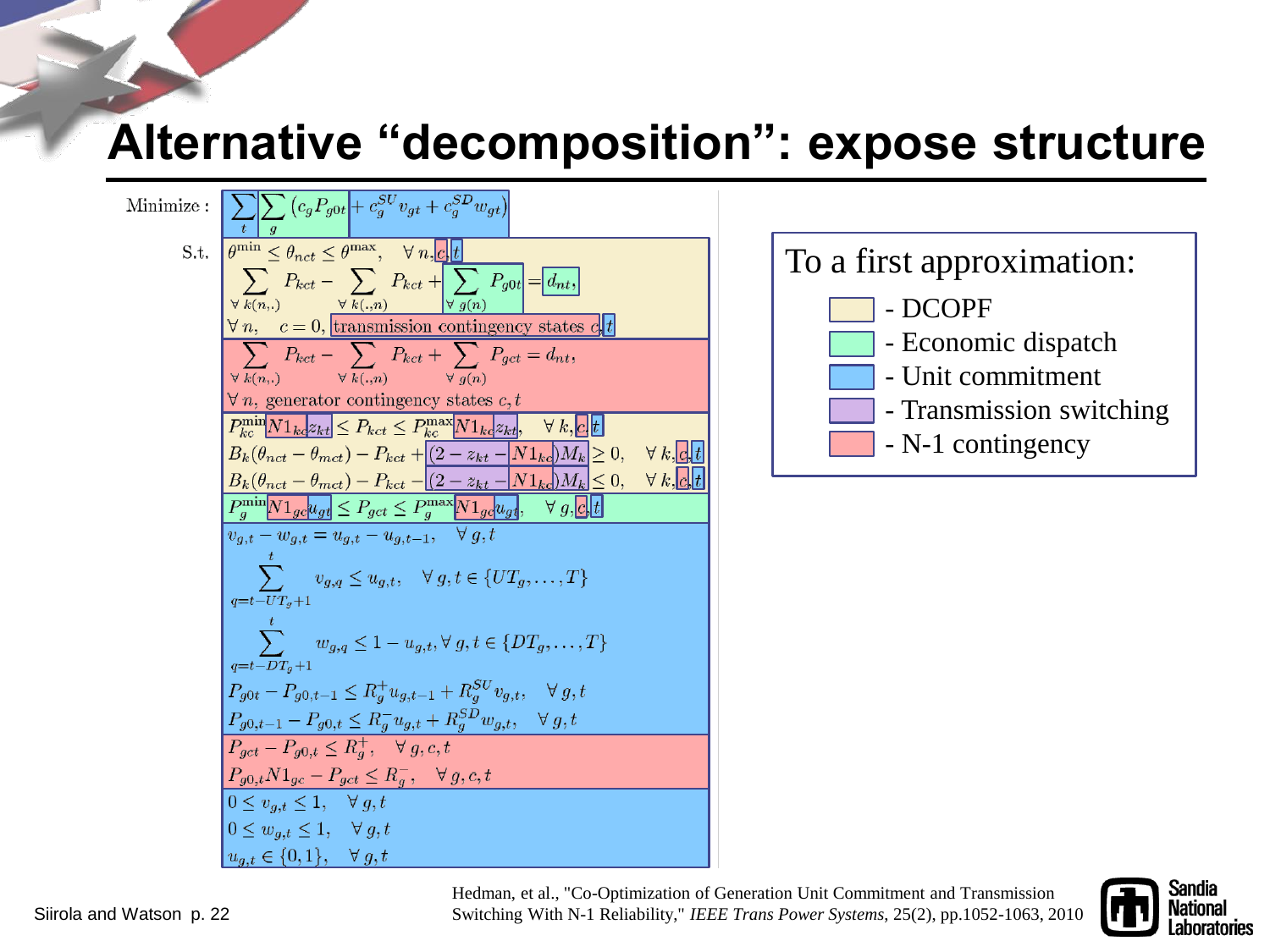# Alternative "decomposition": expose structure

Minimize:

$$\sum_t \sum_g (c_g P_{g0t} + c_g^{SU} v_{gt} + c_g^{SD} w_{gt})$$

S.t.

$$\theta^{\min} \le \theta_{nct} \le \theta^{\max}, \quad \forall\, n, c, t$$

$$\sum_{\forall\, k(n,.)} P_{kct} - \sum_{\forall\, k(.,n)} P_{kct} + \sum_{\forall\, g(n)} P_{g0t} = d_{nt},$$

$\forall\, n, \quad c = 0,$ transmission contingency states $c, t$

$$\sum_{\forall\, k(n,.)} P_{kct} - \sum_{\forall\, k(.,n)} P_{kct} + \sum_{\forall\, g(n)} P_{gct} = d_{nt},$$

$\forall\, n,$ generator contingency states $c, t$

$$P_{kc}^{\min} N1_{kc} z_{kt} \le P_{kct} \le P_{kc}^{\max} N1_{kc} z_{kt}, \quad \forall\, k, c, t$$

$$B_k(\theta_{nct} - \theta_{mct}) - P_{kct} + (2 - z_{kt} - N1_{kc}) M_k \ge 0, \quad \forall\, k, c, t$$

$$B_k(\theta_{nct} - \theta_{mct}) - P_{kct} - (2 - z_{kt} - N1_{kc}) M_k \le 0, \quad \forall\, k, c, t$$

$$P_g^{\min} N1_{gc} u_{gt} \le P_{gct} \le P_g^{\max} N1_{gc} u_{gt}, \quad \forall\, g, c, t$$

$$v_{g,t} - w_{g,t} = u_{g,t} - u_{g,t-1}, \quad \forall\, g, t$$

$$\sum_{q=t-UT_g+1}^{t} v_{g,q} \le u_{g,t}, \quad \forall\, g, t \in \{UT_g, \ldots, T\}$$

$$\sum_{q=t-DT_g+1}^{t} w_{g,q} \le 1 - u_{g,t}, \forall\, g, t \in \{DT_g, \ldots, T\}$$

$$P_{g0t} - P_{g0,t-1} \le R_g^{+} u_{g,t-1} + R_g^{SU} v_{g,t}, \quad \forall\, g, t$$

$$P_{g0,t-1} - P_{g0,t} \le R_g^{-} u_{g,t} + R_g^{SD} w_{g,t}, \quad \forall\, g, t$$

$$P_{gct} - P_{g0,t} \le R_g^{+}, \quad \forall\, g, c, t$$

$$P_{g0,t} N1_{gc} - P_{gct} \le R_g^{-}, \quad \forall\, g, c, t$$

$$0 \le v_{g,t} \le 1, \quad \forall\, g, t$$

$$0 \le w_{g,t} \le 1, \quad \forall\, g, t$$

$$u_{g,t} \in \{0, 1\}, \quad \forall\, g, t$$

To a first approximation:

- DCOPF
- Economic dispatch
- Unit commitment
- Transmission switching
- N-1 contingency

Hedman, et al., "Co-Optimization of Generation Unit Commitment and Transmission Switching With N-1 Reliability," *IEEE Trans Power Systems*, 25(2), pp.1052-1063, 2010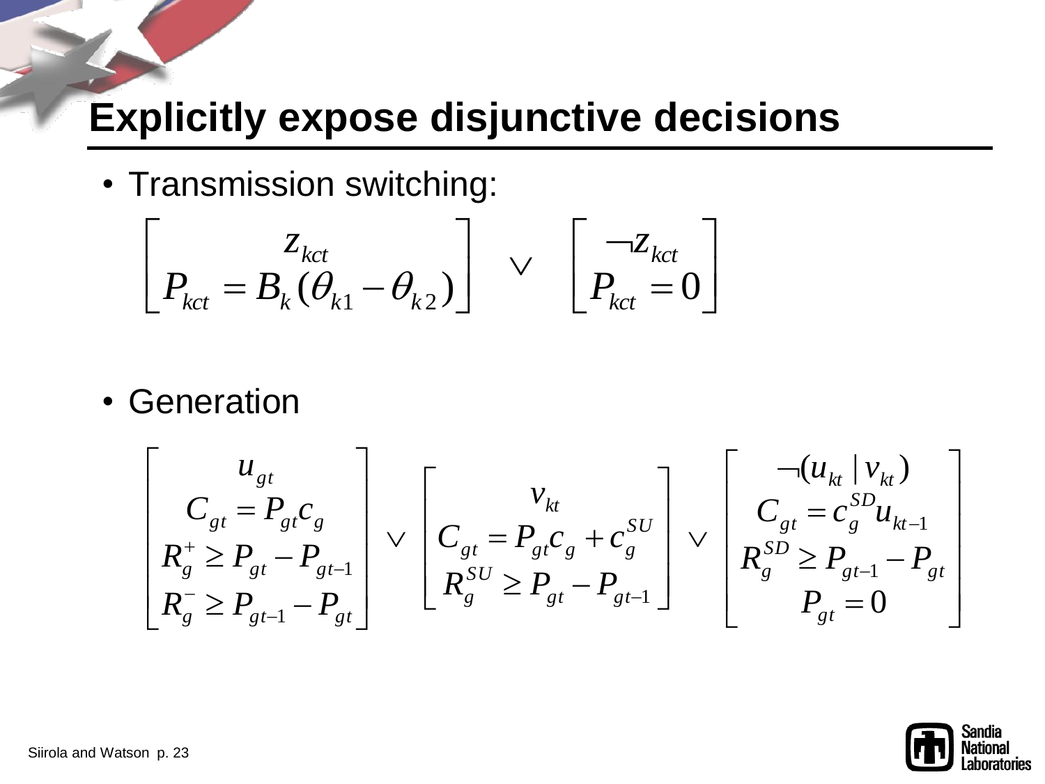# Explicitly expose disjunctive decisions

- Transmission switching:

$$\begin{bmatrix} z_{kct} \\ P_{kct} = B_k(\theta_{k1} - \theta_{k2}) \end{bmatrix} \vee \begin{bmatrix} \neg z_{kct} \\ P_{kct} = 0 \end{bmatrix}$$

- Generation

$$\begin{bmatrix} u_{gt} \\ C_{gt} = P_{gt} c_g \\ R_g^{+} \geq P_{gt} - P_{gt-1} \\ R_g^{-} \geq P_{gt-1} - P_{gt} \end{bmatrix} \vee \begin{bmatrix} v_{kt} \\ C_{gt} = P_{gt} c_g + c_g^{SU} \\ R_g^{SU} \geq P_{gt} - P_{gt-1} \end{bmatrix} \vee \begin{bmatrix} \neg(u_{kt} \mid v_{kt}) \\ C_{gt} = c_g^{SD} u_{kt-1} \\ R_g^{SD} \geq P_{gt-1} - P_{gt} \\ P_{gt} = 0 \end{bmatrix}$$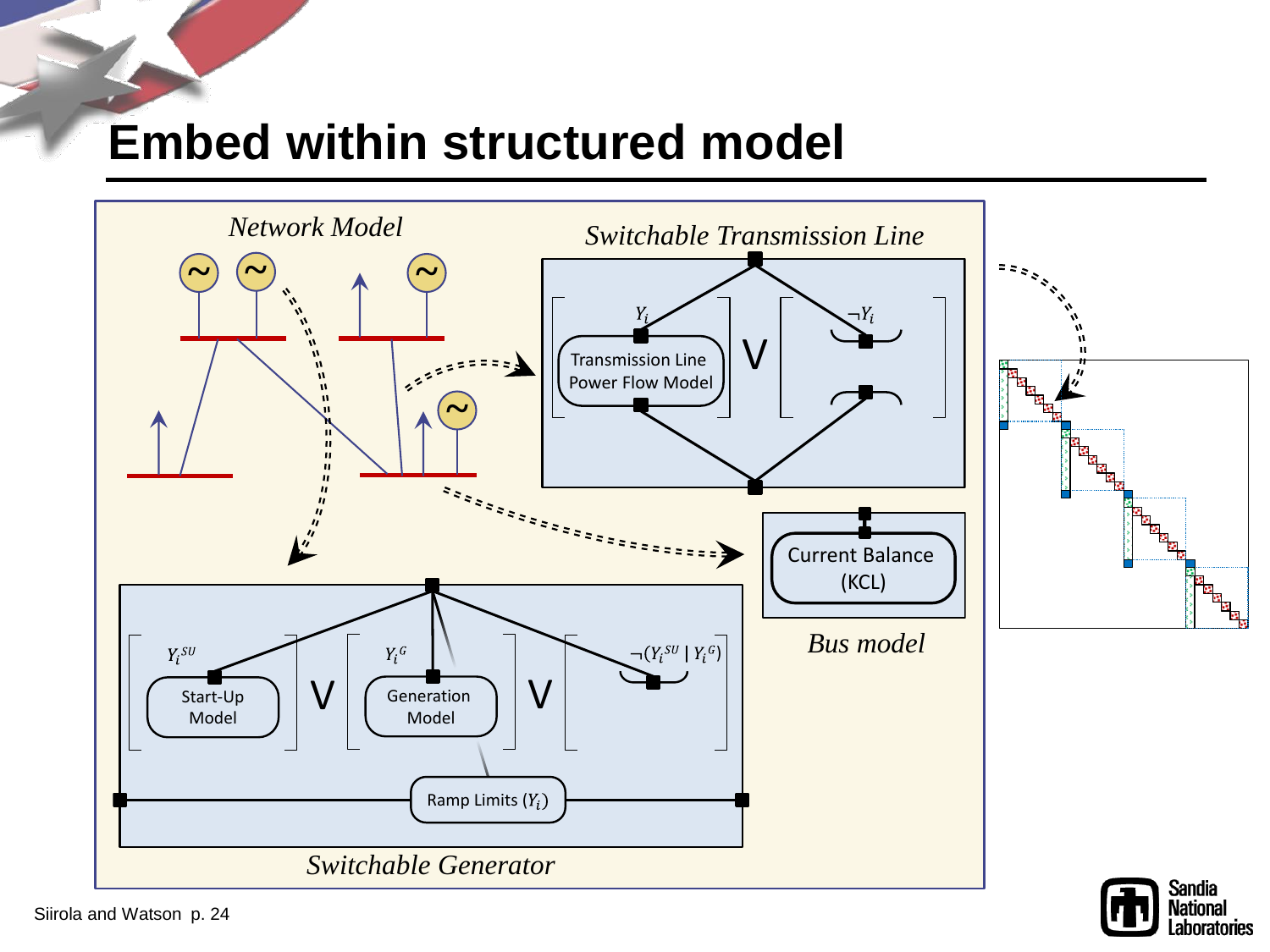# Embed within structured model

*Network Model*

*Switchable Transmission Line*

$Y_i$

Transmission Line Power Flow Model

$\vee$

$\neg Y_i$

Current Balance (KCL)

*Bus model*

$Y_i^{SU}$

Start-Up Model

$\vee$

$Y_i^{G}$

Generation Model

$\vee$

$\neg(Y_i^{SU} \mid Y_i^{G})$

Ramp Limits ($Y_i$)

*Switchable Generator*

Siirola and Watson p. 24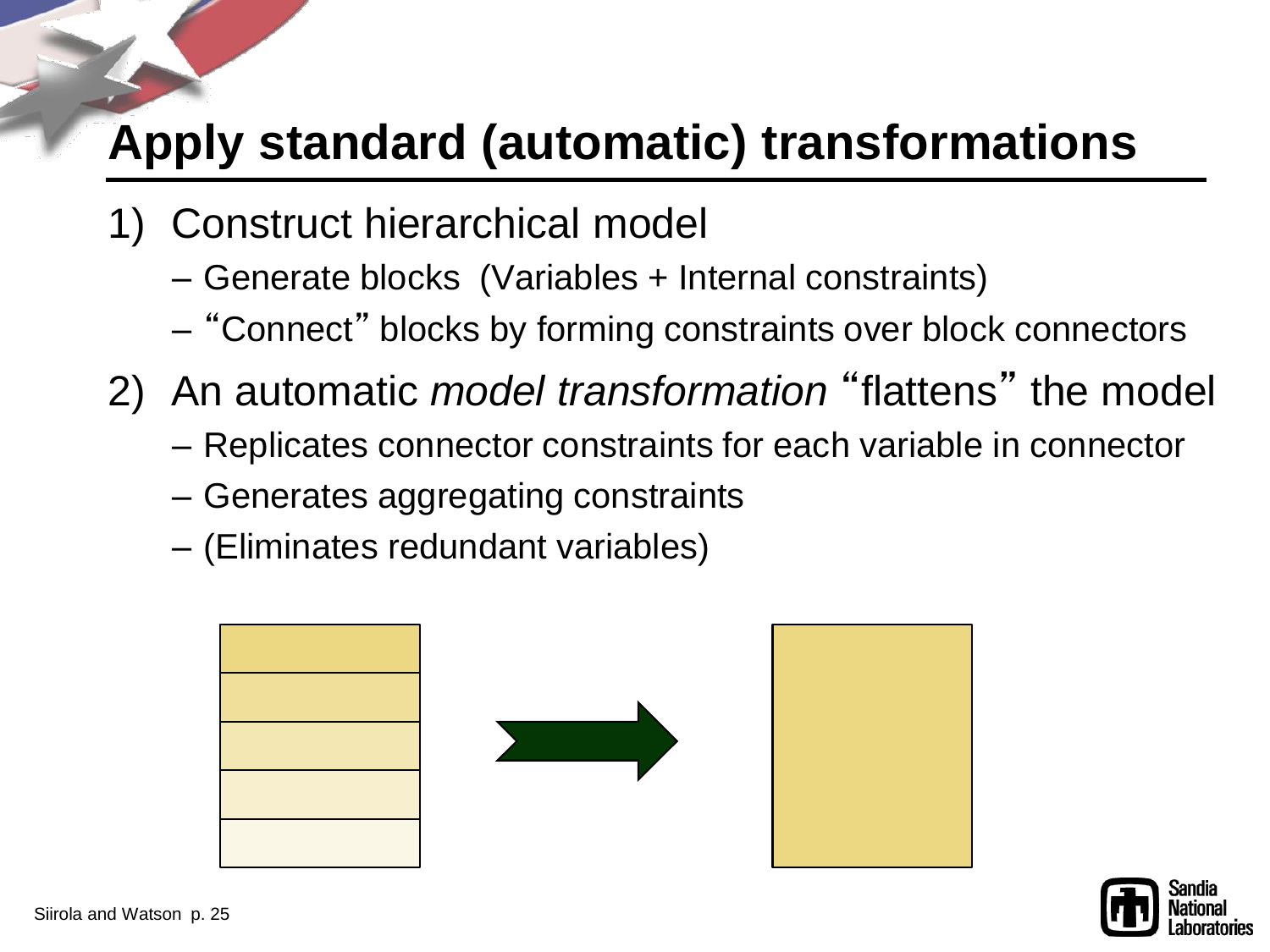# Apply standard (automatic) transformations

1) Construct hierarchical model
   - Generate blocks (Variables + Internal constraints)
   - "Connect" blocks by forming constraints over block connectors
2) An automatic *model transformation* "flattens" the model
   - Replicates connector constraints for each variable in connector
   - Generates aggregating constraints
   - (Eliminates redundant variables)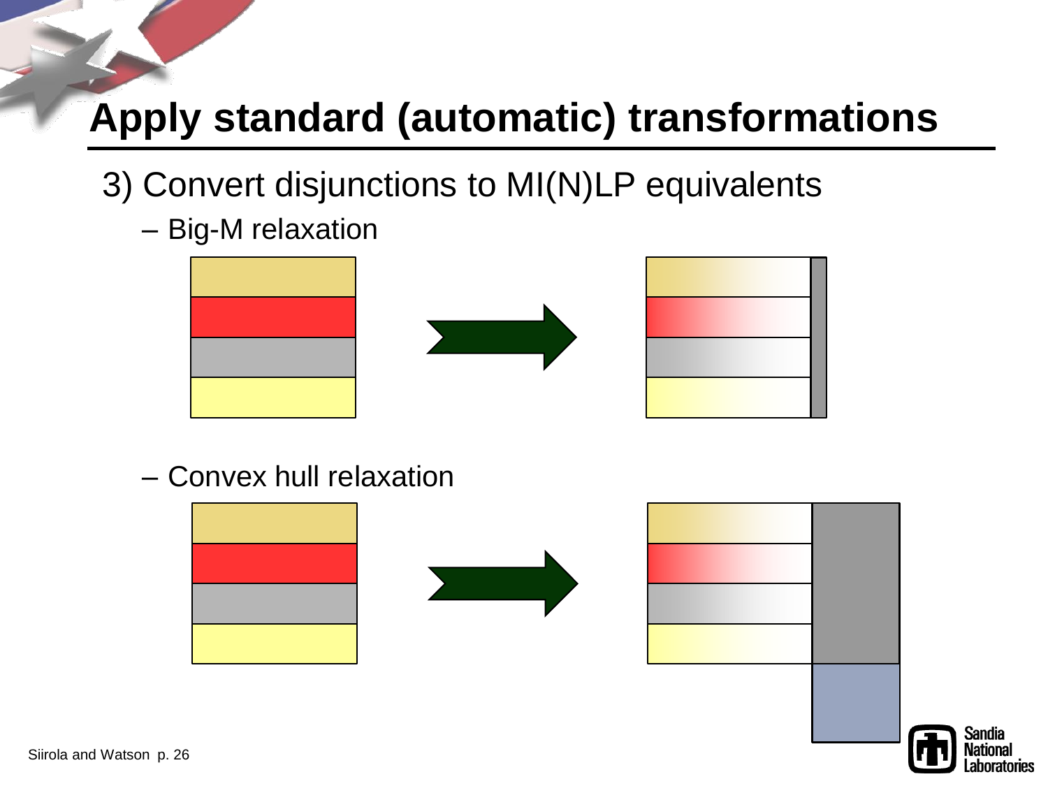# Apply standard (automatic) transformations

3) Convert disjunctions to MI(N)LP equivalents

- Big-M relaxation
- Convex hull relaxation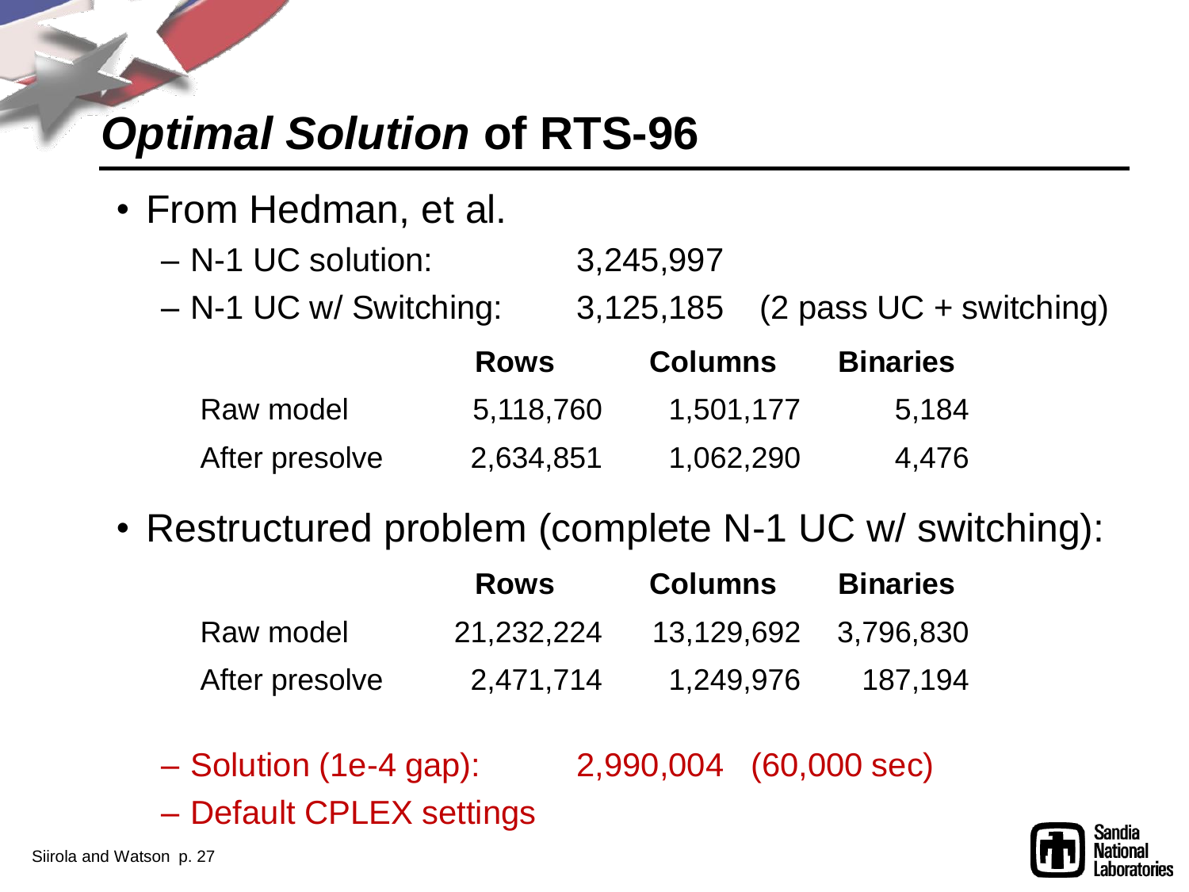# *Optimal Solution* of RTS-96

- From Hedman, et al.
  - N-1 UC solution: 3,245,997
  - N-1 UC w/ Switching: 3,125,185 (2 pass UC + switching)

| | **Rows** | **Columns** | **Binaries** |
|---|---|---|---|
| Raw model | 5,118,760 | 1,501,177 | 5,184 |
| After presolve | 2,634,851 | 1,062,290 | 4,476 |

- Restructured problem (complete N-1 UC w/ switching):

| | **Rows** | **Columns** | **Binaries** |
|---|---|---|---|
| Raw model | 21,232,224 | 13,129,692 | 3,796,830 |
| After presolve | 2,471,714 | 1,249,976 | 187,194 |

  - Solution (1e-4 gap): 2,990,004 (60,000 sec)
  - Default CPLEX settings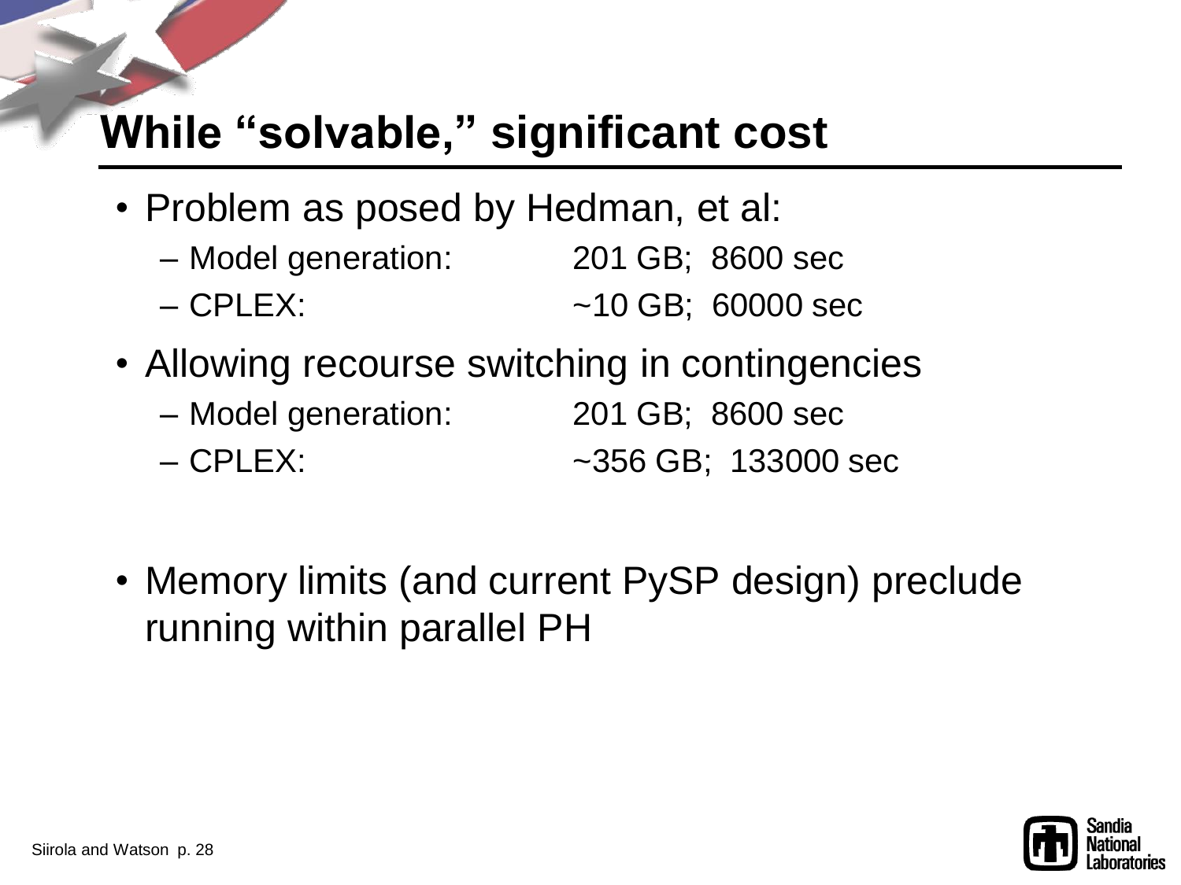# While "solvable," significant cost

- Problem as posed by Hedman, et al:
  - Model generation: 201 GB; 8600 sec
  - CPLEX: ~10 GB; 60000 sec
- Allowing recourse switching in contingencies
  - Model generation: 201 GB; 8600 sec
  - CPLEX: ~356 GB; 133000 sec
- Memory limits (and current PySP design) preclude running within parallel PH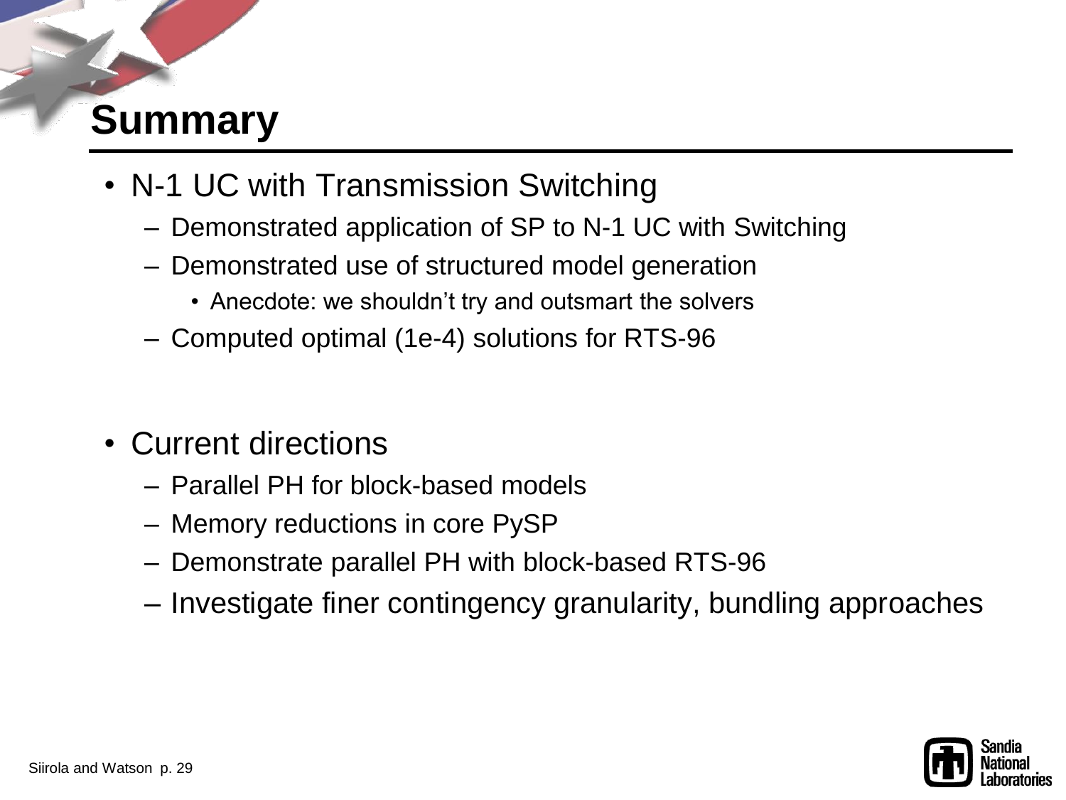# Summary

- N-1 UC with Transmission Switching
  - Demonstrated application of SP to N-1 UC with Switching
  - Demonstrated use of structured model generation
    - Anecdote: we shouldn't try and outsmart the solvers
  - Computed optimal (1e-4) solutions for RTS-96
- Current directions
  - Parallel PH for block-based models
  - Memory reductions in core PySP
  - Demonstrate parallel PH with block-based RTS-96
  - Investigate finer contingency granularity, bundling approaches